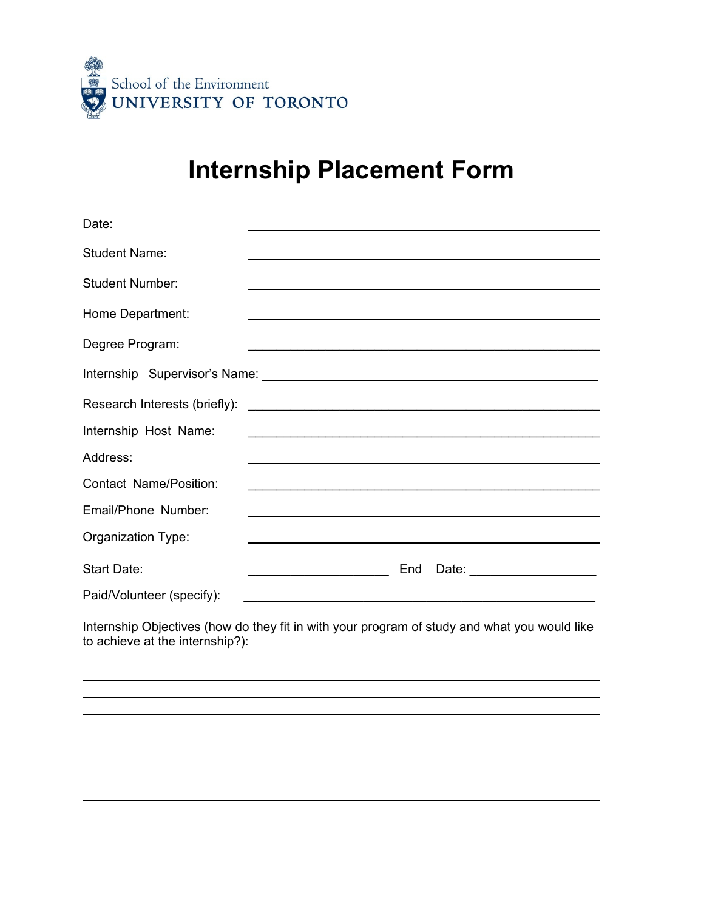School of the Environment
UNIVERSITY OF TORONTO

# Internship Placement Form

Date: ______________________________

Student Name: ______________________________

Student Number: ______________________________

Home Department: ______________________________

Degree Program: ______________________________

Internship Supervisor's Name: ______________________________

Research Interests (briefly): ______________________________

Internship Host Name: ______________________________

Address: ______________________________

Contact Name/Position: ______________________________

Email/Phone Number: ______________________________

Organization Type: ______________________________

Start Date: ____________________ End Date: __________________

Paid/Volunteer (specify): ______________________________

Internship Objectives (how do they fit in with your program of study and what you would like to achieve at the internship?):

______________________________________________________________

______________________________________________________________

______________________________________________________________

______________________________________________________________

______________________________________________________________

______________________________________________________________

______________________________________________________________

______________________________________________________________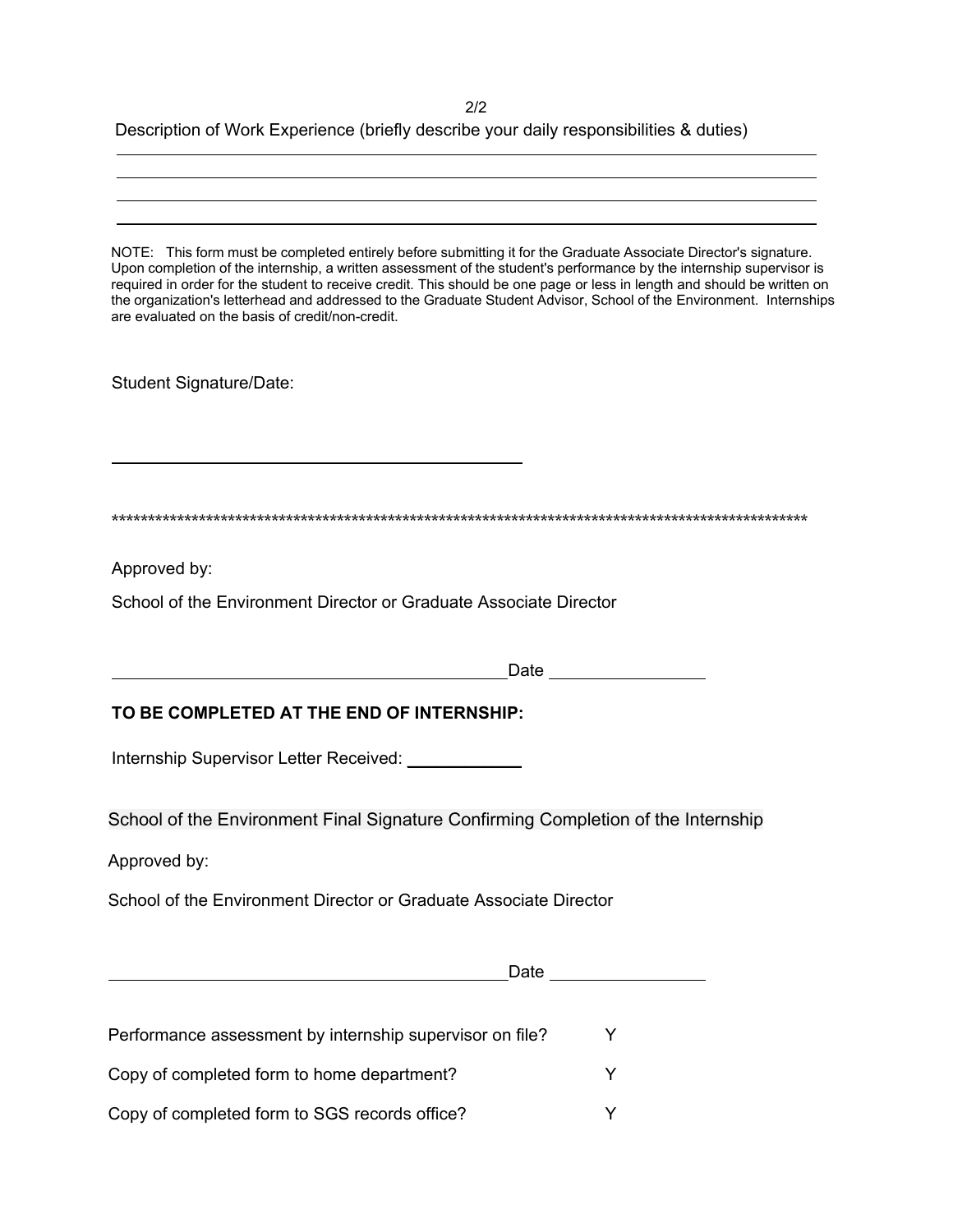Description of Work Experience (briefly describe your daily responsibilities & duties)

\_\_\_\_\_\_\_\_\_\_\_\_\_\_\_\_\_\_\_\_\_\_\_\_\_\_\_\_\_\_\_\_\_\_\_\_\_\_\_\_\_\_\_\_\_\_\_\_\_\_\_\_\_\_\_\_\_\_\_\_\_\_\_\_\_\_\_\_\_\_

\_\_\_\_\_\_\_\_\_\_\_\_\_\_\_\_\_\_\_\_\_\_\_\_\_\_\_\_\_\_\_\_\_\_\_\_\_\_\_\_\_\_\_\_\_\_\_\_\_\_\_\_\_\_\_\_\_\_\_\_\_\_\_\_\_\_\_\_\_\_

\_\_\_\_\_\_\_\_\_\_\_\_\_\_\_\_\_\_\_\_\_\_\_\_\_\_\_\_\_\_\_\_\_\_\_\_\_\_\_\_\_\_\_\_\_\_\_\_\_\_\_\_\_\_\_\_\_\_\_\_\_\_\_\_\_\_\_\_\_\_

\_\_\_\_\_\_\_\_\_\_\_\_\_\_\_\_\_\_\_\_\_\_\_\_\_\_\_\_\_\_\_\_\_\_\_\_\_\_\_\_\_\_\_\_\_\_\_\_\_\_\_\_\_\_\_\_\_\_\_\_\_\_\_\_\_\_\_\_\_\_

NOTE: This form must be completed entirely before submitting it for the Graduate Associate Director's signature. Upon completion of the internship, a written assessment of the student's performance by the internship supervisor is required in order for the student to receive credit. This should be one page or less in length and should be written on the organization's letterhead and addressed to the Graduate Student Advisor, School of the Environment. Internships are evaluated on the basis of credit/non-credit.

Student Signature/Date:

\_\_\_\_\_\_\_\_\_\_\_\_\_\_\_\_\_\_\_\_\_\_\_\_\_\_\_\_\_\_\_\_\_\_\_\_\_\_\_\_

*****************************************************************************************************

Approved by:

School of the Environment Director or Graduate Associate Director

\_\_\_\_\_\_\_\_\_\_\_\_\_\_\_\_\_\_\_\_\_\_\_\_\_\_\_\_\_\_\_\_\_\_\_\_\_\_\_\_ Date \_\_\_\_\_\_\_\_\_\_\_\_\_\_\_\_

**TO BE COMPLETED AT THE END OF INTERNSHIP:**

Internship Supervisor Letter Received: \_\_\_\_\_\_\_\_\_\_\_\_

School of the Environment Final Signature Confirming Completion of the Internship

Approved by:

School of the Environment Director or Graduate Associate Director

\_\_\_\_\_\_\_\_\_\_\_\_\_\_\_\_\_\_\_\_\_\_\_\_\_\_\_\_\_\_\_\_\_\_\_\_\_\_\_\_ Date \_\_\_\_\_\_\_\_\_\_\_\_\_\_\_\_

Performance assessment by internship supervisor on file? Y

Copy of completed form to home department? Y

Copy of completed form to SGS records office? Y